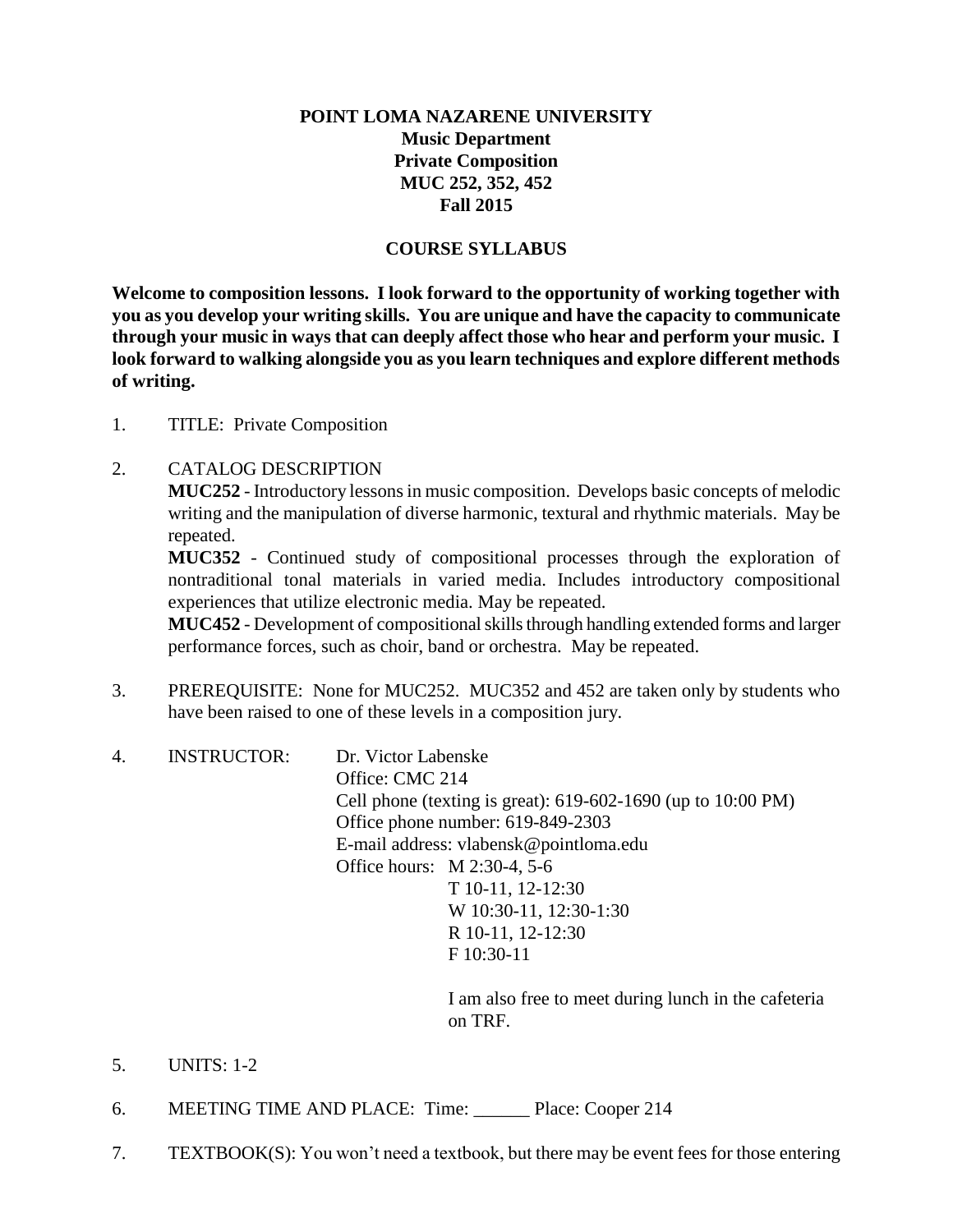**POINT LOMA NAZARENE UNIVERSITY**
**Music Department**
**Private Composition**
**MUC 252, 352, 452**
**Fall 2015**

**COURSE SYLLABUS**

**Welcome to composition lessons. I look forward to the opportunity of working together with you as you develop your writing skills. You are unique and have the capacity to communicate through your music in ways that can deeply affect those who hear and perform your music. I look forward to walking alongside you as you learn techniques and explore different methods of writing.**

1. TITLE: Private Composition

2. CATALOG DESCRIPTION
   **MUC252** - Introductory lessons in music composition. Develops basic concepts of melodic writing and the manipulation of diverse harmonic, textural and rhythmic materials. May be repeated.
   **MUC352** - Continued study of compositional processes through the exploration of nontraditional tonal materials in varied media. Includes introductory compositional experiences that utilize electronic media. May be repeated.
   **MUC452** - Development of compositional skills through handling extended forms and larger performance forces, such as choir, band or orchestra. May be repeated.

3. PREREQUISITE: None for MUC252. MUC352 and 452 are taken only by students who have been raised to one of these levels in a composition jury.

4. INSTRUCTOR: Dr. Victor Labenske
   Office: CMC 214
   Cell phone (texting is great): 619-602-1690 (up to 10:00 PM)
   Office phone number: 619-849-2303
   E-mail address: vlabensk@pointloma.edu
   Office hours: M 2:30-4, 5-6
   T 10-11, 12-12:30
   W 10:30-11, 12:30-1:30
   R 10-11, 12-12:30
   F 10:30-11

   I am also free to meet during lunch in the cafeteria on TRF.

5. UNITS: 1-2

6. MEETING TIME AND PLACE: Time: ______ Place: Cooper 214

7. TEXTBOOK(S): You won't need a textbook, but there may be event fees for those entering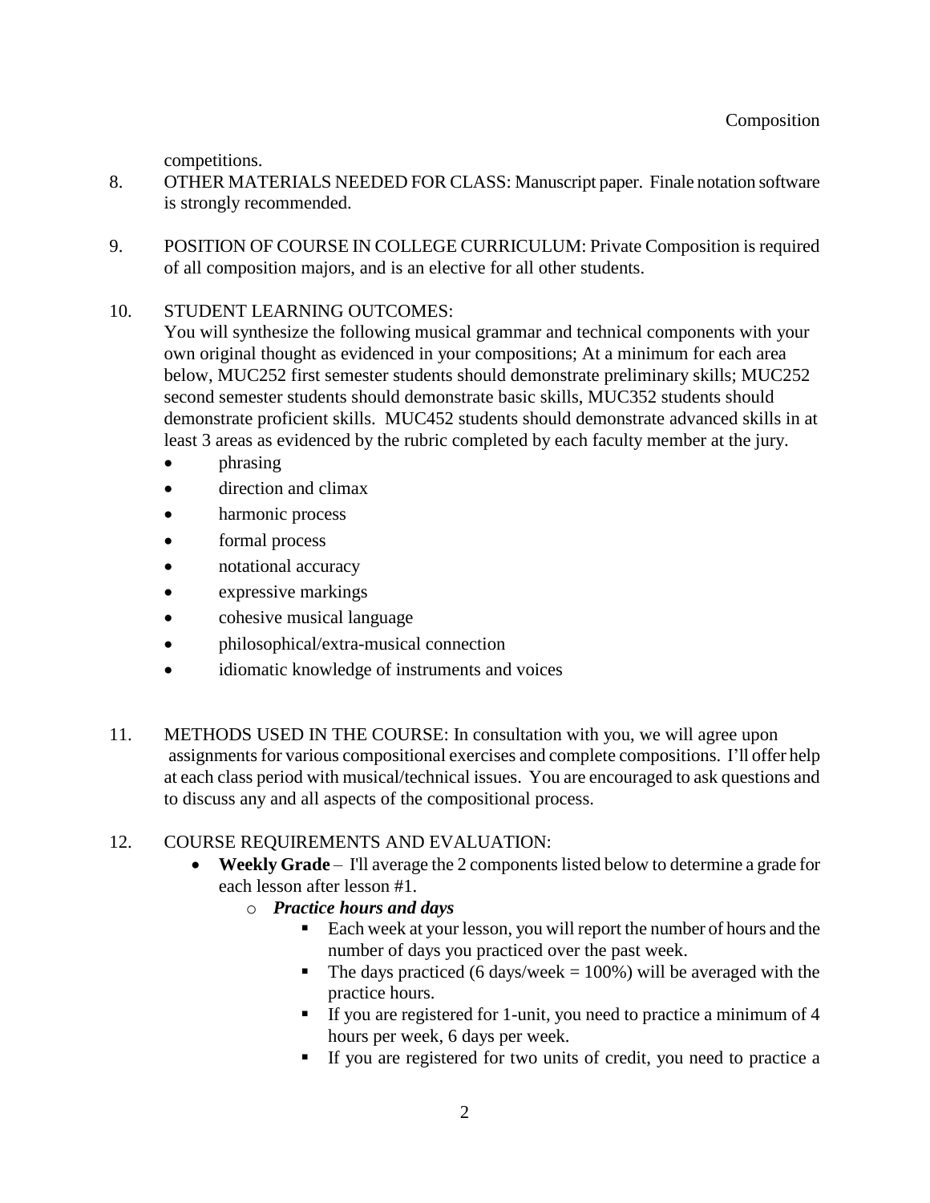competitions.

8. OTHER MATERIALS NEEDED FOR CLASS: Manuscript paper. Finale notation software is strongly recommended.

9. POSITION OF COURSE IN COLLEGE CURRICULUM: Private Composition is required of all composition majors, and is an elective for all other students.

10. STUDENT LEARNING OUTCOMES:
    You will synthesize the following musical grammar and technical components with your own original thought as evidenced in your compositions; At a minimum for each area below, MUC252 first semester students should demonstrate preliminary skills; MUC252 second semester students should demonstrate basic skills, MUC352 students should demonstrate proficient skills. MUC452 students should demonstrate advanced skills in at least 3 areas as evidenced by the rubric completed by each faculty member at the jury.
    - phrasing
    - direction and climax
    - harmonic process
    - formal process
    - notational accuracy
    - expressive markings
    - cohesive musical language
    - philosophical/extra-musical connection
    - idiomatic knowledge of instruments and voices

11. METHODS USED IN THE COURSE: In consultation with you, we will agree upon assignments for various compositional exercises and complete compositions. I'll offer help at each class period with musical/technical issues. You are encouraged to ask questions and to discuss any and all aspects of the compositional process.

12. COURSE REQUIREMENTS AND EVALUATION:
    - **Weekly Grade** – I'll average the 2 components listed below to determine a grade for each lesson after lesson #1.
      - ***Practice hours and days***
        - Each week at your lesson, you will report the number of hours and the number of days you practiced over the past week.
        - The days practiced (6 days/week = 100%) will be averaged with the practice hours.
        - If you are registered for 1-unit, you need to practice a minimum of 4 hours per week, 6 days per week.
        - If you are registered for two units of credit, you need to practice a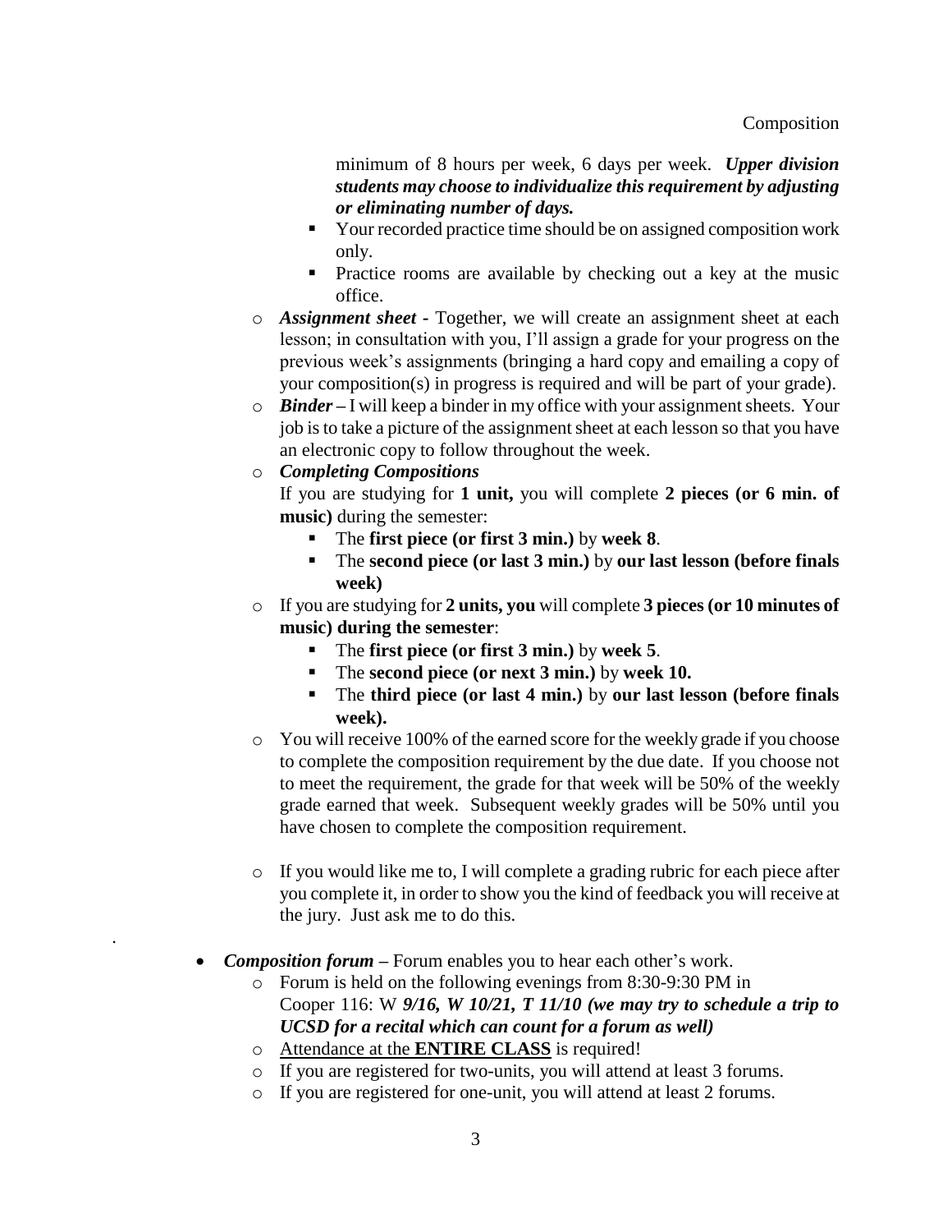minimum of 8 hours per week, 6 days per week. ***Upper division students may choose to individualize this requirement by adjusting or eliminating number of days.***
        - Your recorded practice time should be on assigned composition work only.
        - Practice rooms are available by checking out a key at the music office.
    - ***Assignment sheet*** - Together, we will create an assignment sheet at each lesson; in consultation with you, I'll assign a grade for your progress on the previous week's assignments (bringing a hard copy and emailing a copy of your composition(s) in progress is required and will be part of your grade).
    - ***Binder*** – I will keep a binder in my office with your assignment sheets. Your job is to take a picture of the assignment sheet at each lesson so that you have an electronic copy to follow throughout the week.
    - ***Completing Compositions***

      If you are studying for **1 unit,** you will complete **2 pieces (or 6 min. of music)** during the semester:
        - The **first piece (or first 3 min.)** by **week 8**.
        - The **second piece (or last 3 min.)** by **our last lesson (before finals week)**
    - If you are studying for **2 units, you** will complete **3 pieces (or 10 minutes of music) during the semester**:
        - The **first piece (or first 3 min.)** by **week 5**.
        - The **second piece (or next 3 min.)** by **week 10.**
        - The **third piece (or last 4 min.)** by **our last lesson (before finals week).**
    - You will receive 100% of the earned score for the weekly grade if you choose to complete the composition requirement by the due date. If you choose not to meet the requirement, the grade for that week will be 50% of the weekly grade earned that week. Subsequent weekly grades will be 50% until you have chosen to complete the composition requirement.
    - If you would like me to, I will complete a grading rubric for each piece after you complete it, in order to show you the kind of feedback you will receive at the jury. Just ask me to do this.

- ***Composition forum*** – Forum enables you to hear each other's work.
    - Forum is held on the following evenings from 8:30-9:30 PM in Cooper 116: W ***9/16, W 10/21, T 11/10 (we may try to schedule a trip to UCSD for a recital which can count for a forum as well)***
    - <u>Attendance at the **ENTIRE CLASS**</u> is required!
    - If you are registered for two-units, you will attend at least 3 forums.
    - If you are registered for one-unit, you will attend at least 2 forums.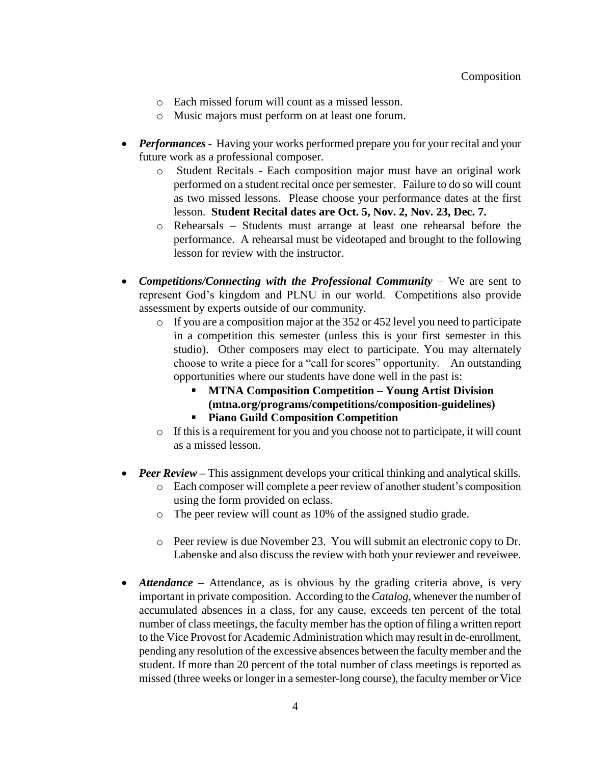- Each missed forum will count as a missed lesson.
  - Music majors must perform on at least one forum.

- ***Performances -*** Having your works performed prepare you for your recital and your future work as a professional composer.
  - Student Recitals - Each composition major must have an original work performed on a student recital once per semester. Failure to do so will count as two missed lessons. Please choose your performance dates at the first lesson. **Student Recital dates are Oct. 5, Nov. 2, Nov. 23, Dec. 7.**
  - Rehearsals – Students must arrange at least one rehearsal before the performance. A rehearsal must be videotaped and brought to the following lesson for review with the instructor.

- ***Competitions/Connecting with the Professional Community*** – We are sent to represent God's kingdom and PLNU in our world. Competitions also provide assessment by experts outside of our community.
  - If you are a composition major at the 352 or 452 level you need to participate in a competition this semester (unless this is your first semester in this studio). Other composers may elect to participate. You may alternately choose to write a piece for a "call for scores" opportunity. An outstanding opportunities where our students have done well in the past is:
    - **MTNA Composition Competition – Young Artist Division (mtna.org/programs/competitions/composition-guidelines)**
    - **Piano Guild Composition Competition**
  - If this is a requirement for you and you choose not to participate, it will count as a missed lesson.

- ***Peer Review*** **–** This assignment develops your critical thinking and analytical skills.
  - Each composer will complete a peer review of another student's composition using the form provided on eclass.
  - The peer review will count as 10% of the assigned studio grade.
  - Peer review is due November 23. You will submit an electronic copy to Dr. Labenske and also discuss the review with both your reviewer and reveiwee.

- ***Attendance*** **–** Attendance, as is obvious by the grading criteria above, is very important in private composition. According to the *Catalog*, whenever the number of accumulated absences in a class, for any cause, exceeds ten percent of the total number of class meetings, the faculty member has the option of filing a written report to the Vice Provost for Academic Administration which may result in de-enrollment, pending any resolution of the excessive absences between the faculty member and the student. If more than 20 percent of the total number of class meetings is reported as missed (three weeks or longer in a semester-long course), the faculty member or Vice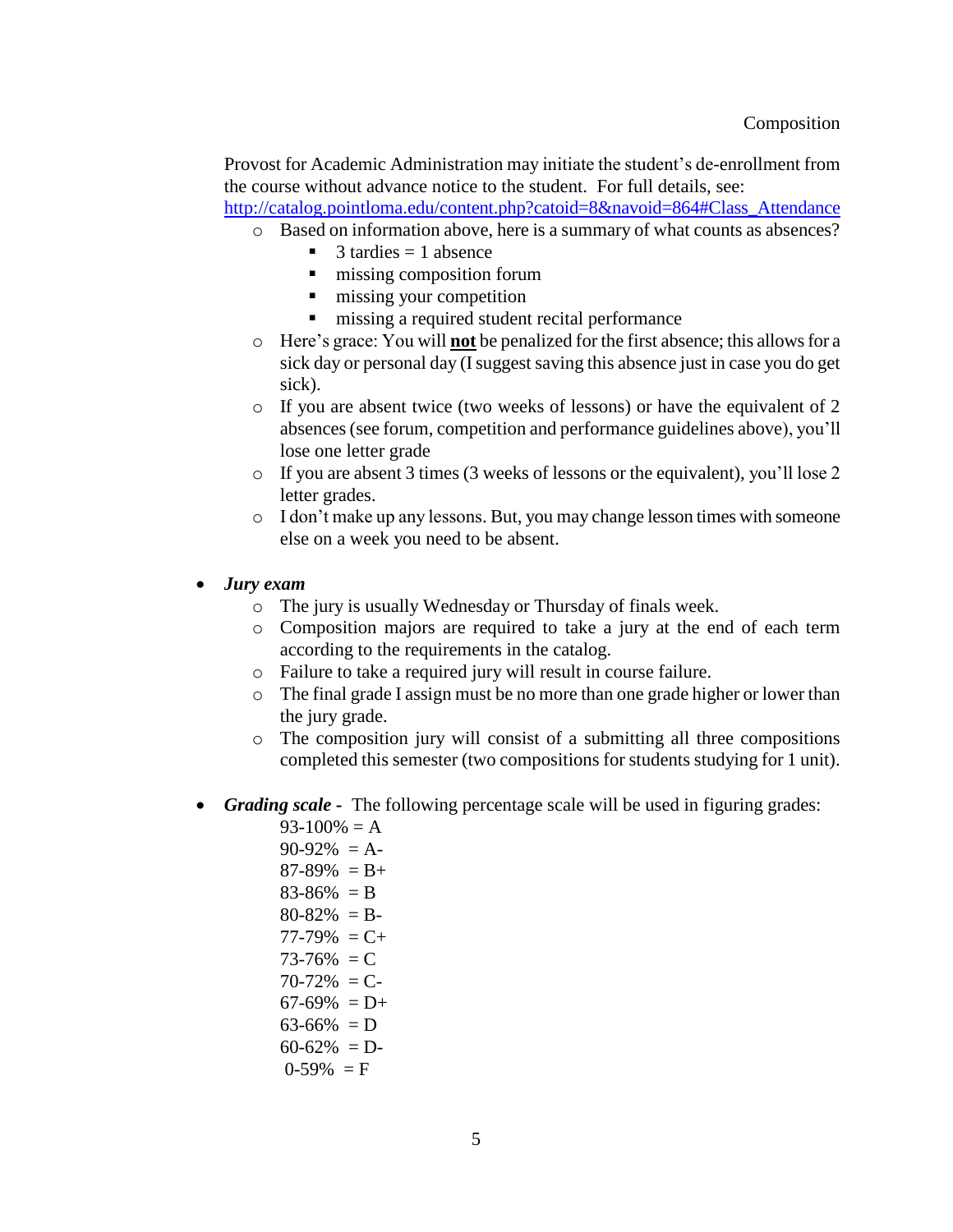Provost for Academic Administration may initiate the student's de-enrollment from the course without advance notice to the student. For full details, see: http://catalog.pointloma.edu/content.php?catoid=8&navoid=864#Class_Attendance

- Based on information above, here is a summary of what counts as absences?
  - 3 tardies = 1 absence
  - missing composition forum
  - missing your competition
  - missing a required student recital performance
- Here's grace: You will **not** be penalized for the first absence; this allows for a sick day or personal day (I suggest saving this absence just in case you do get sick).
- If you are absent twice (two weeks of lessons) or have the equivalent of 2 absences (see forum, competition and performance guidelines above), you'll lose one letter grade
- If you are absent 3 times (3 weeks of lessons or the equivalent), you'll lose 2 letter grades.
- I don't make up any lessons. But, you may change lesson times with someone else on a week you need to be absent.

- ***Jury exam***
  - The jury is usually Wednesday or Thursday of finals week.
  - Composition majors are required to take a jury at the end of each term according to the requirements in the catalog.
  - Failure to take a required jury will result in course failure.
  - The final grade I assign must be no more than one grade higher or lower than the jury grade.
  - The composition jury will consist of a submitting all three compositions completed this semester (two compositions for students studying for 1 unit).

- ***Grading scale -*** The following percentage scale will be used in figuring grades:

  93-100% = A
  90-92% = A-
  87-89% = B+
  83-86% = B
  80-82% = B-
  77-79% = C+
  73-76% = C
  70-72% = C-
  67-69% = D+
  63-66% = D
  60-62% = D-
  0-59% = F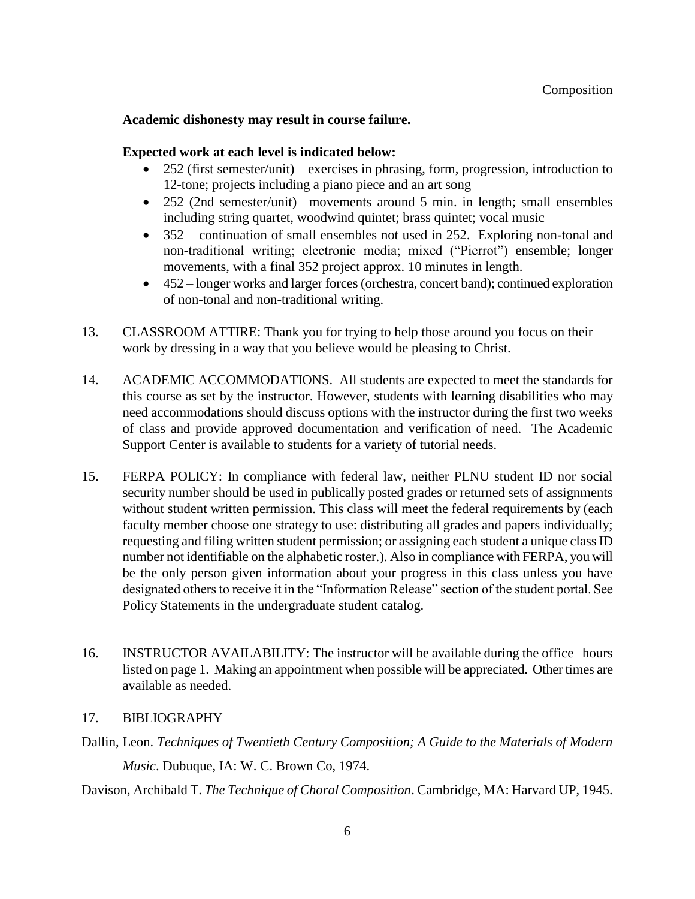**Academic dishonesty may result in course failure.**

**Expected work at each level is indicated below:**

- 252 (first semester/unit) – exercises in phrasing, form, progression, introduction to 12-tone; projects including a piano piece and an art song
- 252 (2nd semester/unit) –movements around 5 min. in length; small ensembles including string quartet, woodwind quintet; brass quintet; vocal music
- 352 – continuation of small ensembles not used in 252. Exploring non-tonal and non-traditional writing; electronic media; mixed ("Pierrot") ensemble; longer movements, with a final 352 project approx. 10 minutes in length.
- 452 – longer works and larger forces (orchestra, concert band); continued exploration of non-tonal and non-traditional writing.

13. CLASSROOM ATTIRE: Thank you for trying to help those around you focus on their work by dressing in a way that you believe would be pleasing to Christ.

14. ACADEMIC ACCOMMODATIONS. All students are expected to meet the standards for this course as set by the instructor. However, students with learning disabilities who may need accommodations should discuss options with the instructor during the first two weeks of class and provide approved documentation and verification of need. The Academic Support Center is available to students for a variety of tutorial needs.

15. FERPA POLICY: In compliance with federal law, neither PLNU student ID nor social security number should be used in publically posted grades or returned sets of assignments without student written permission. This class will meet the federal requirements by (each faculty member choose one strategy to use: distributing all grades and papers individually; requesting and filing written student permission; or assigning each student a unique class ID number not identifiable on the alphabetic roster.). Also in compliance with FERPA, you will be the only person given information about your progress in this class unless you have designated others to receive it in the "Information Release" section of the student portal. See Policy Statements in the undergraduate student catalog.

16. INSTRUCTOR AVAILABILITY: The instructor will be available during the office hours listed on page 1. Making an appointment when possible will be appreciated. Other times are available as needed.

17. BIBLIOGRAPHY

Dallin, Leon. *Techniques of Twentieth Century Composition; A Guide to the Materials of Modern Music*. Dubuque, IA: W. C. Brown Co, 1974.

Davison, Archibald T. *The Technique of Choral Composition*. Cambridge, MA: Harvard UP, 1945.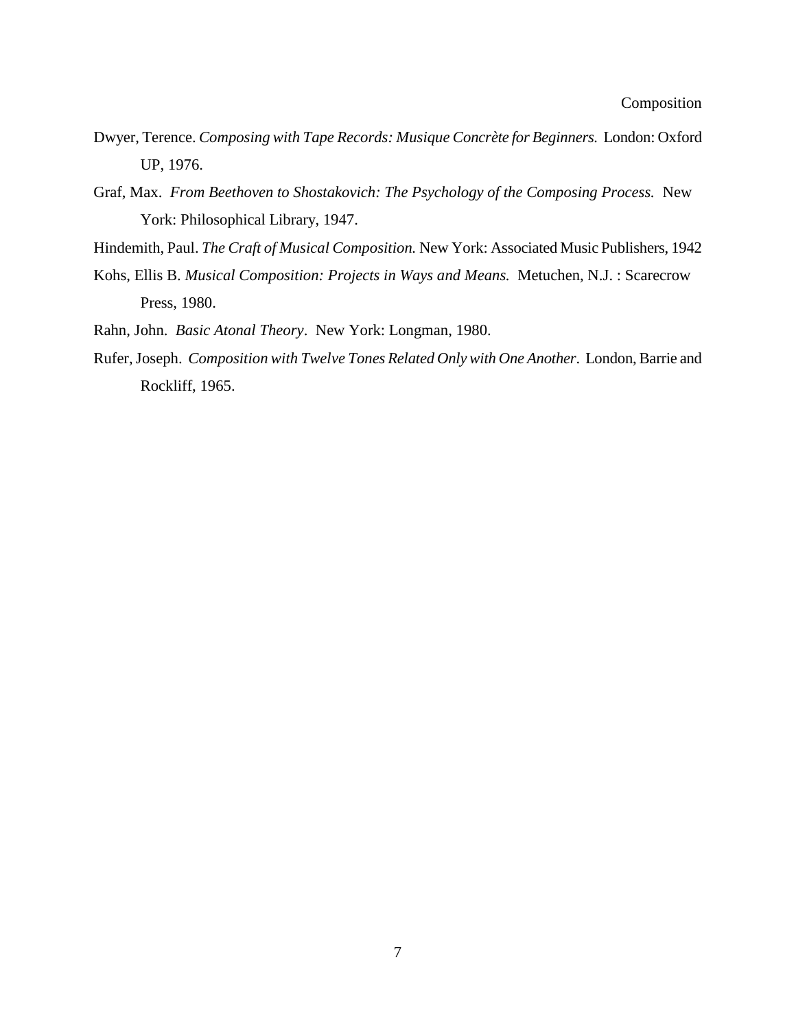Dwyer, Terence. *Composing with Tape Records: Musique Concrète for Beginners.* London: Oxford UP, 1976.

Graf, Max. *From Beethoven to Shostakovich: The Psychology of the Composing Process.* New York: Philosophical Library, 1947.

Hindemith, Paul. *The Craft of Musical Composition.* New York: Associated Music Publishers, 1942

Kohs, Ellis B. *Musical Composition: Projects in Ways and Means.* Metuchen, N.J. : Scarecrow Press, 1980.

Rahn, John. *Basic Atonal Theory*. New York: Longman, 1980.

Rufer, Joseph. *Composition with Twelve Tones Related Only with One Another*. London, Barrie and Rockliff, 1965.